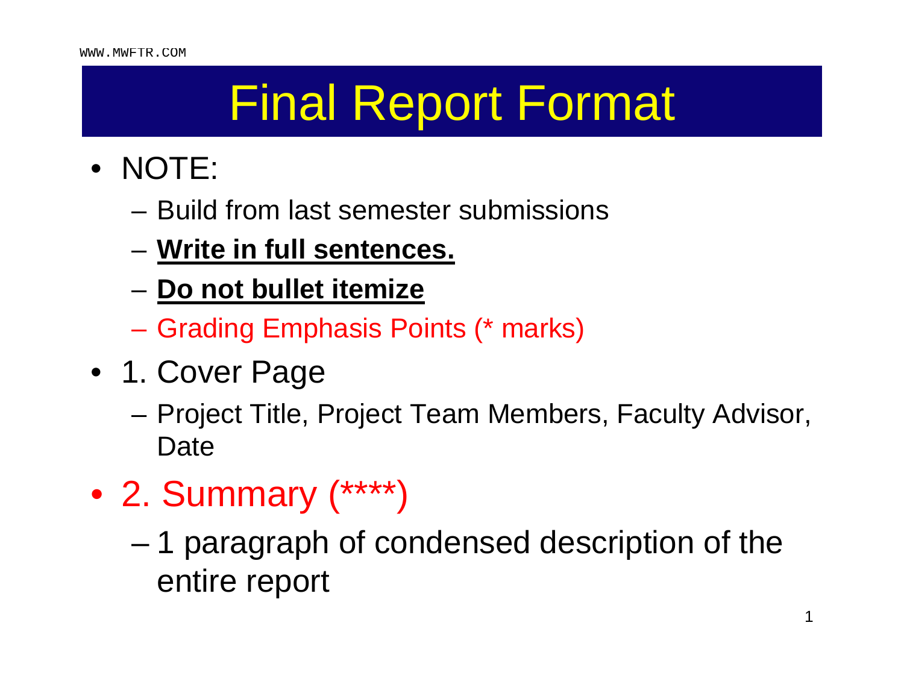# Final Report Format

- NOTE:
  - Build from last semester submissions
  - **Write in full sentences.**
  - **Do not bullet itemize**
  - Grading Emphasis Points (* marks)
- 1. Cover Page
  - Project Title, Project Team Members, Faculty Advisor, Date
- 2. Summary (****)
  - 1 paragraph of condensed description of the entire report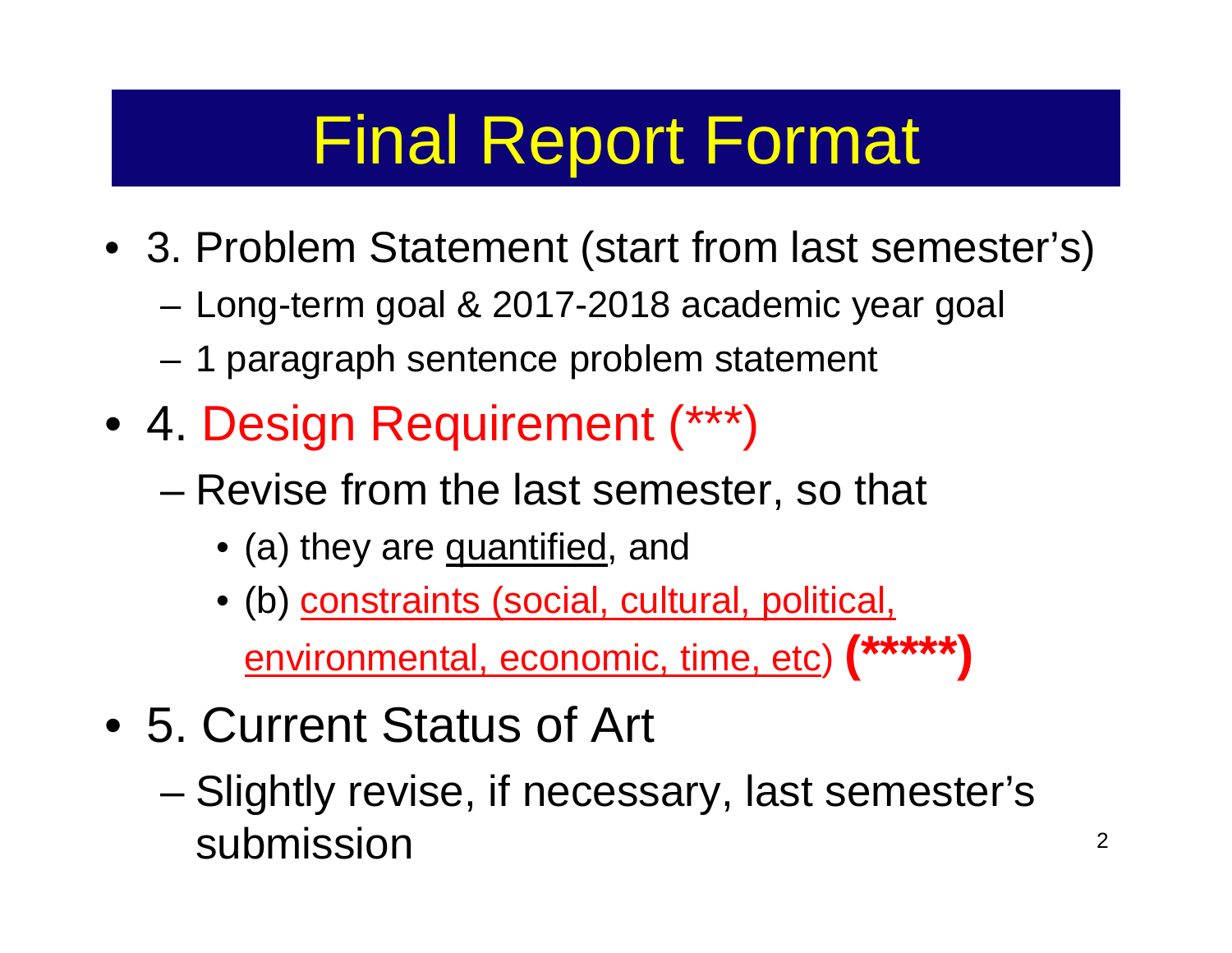# Final Report Format

- 3. Problem Statement (start from last semester's)
  - Long-term goal & 2017-2018 academic year goal
  - 1 paragraph sentence problem statement
- 4. Design Requirement (***)
  - Revise from the last semester, so that
    - (a) they are quantified, and
    - (b) constraints (social, cultural, political, environmental, economic, time, etc) **(*****)**
- 5. Current Status of Art
  - Slightly revise, if necessary, last semester's submission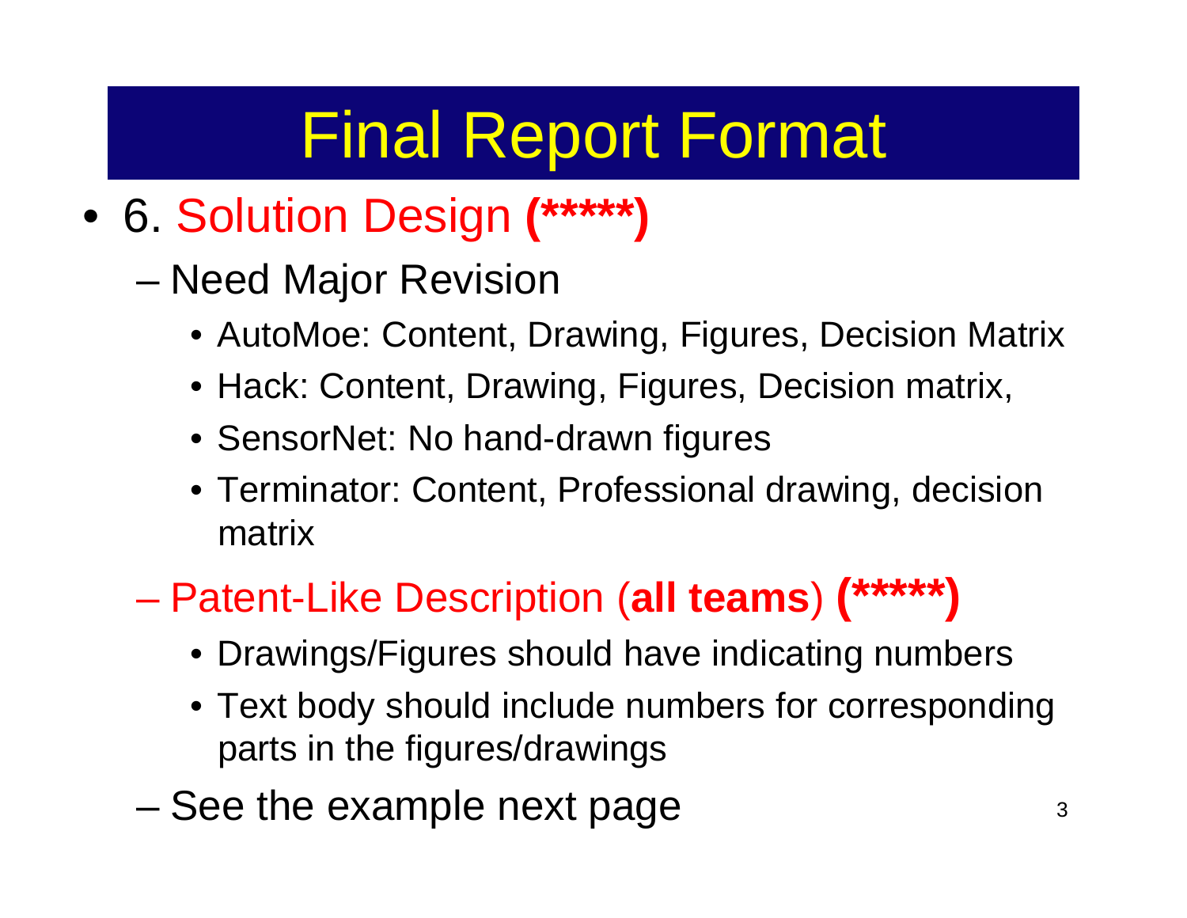# Final Report Format

- 6. Solution Design **(*****)**
  - Need Major Revision
    - AutoMoe: Content, Drawing, Figures, Decision Matrix
    - Hack: Content, Drawing, Figures, Decision matrix,
    - SensorNet: No hand-drawn figures
    - Terminator: Content, Professional drawing, decision matrix
  - Patent-Like Description (**all teams**) **(*****)**
    - Drawings/Figures should have indicating numbers
    - Text body should include numbers for corresponding parts in the figures/drawings
  - See the example next page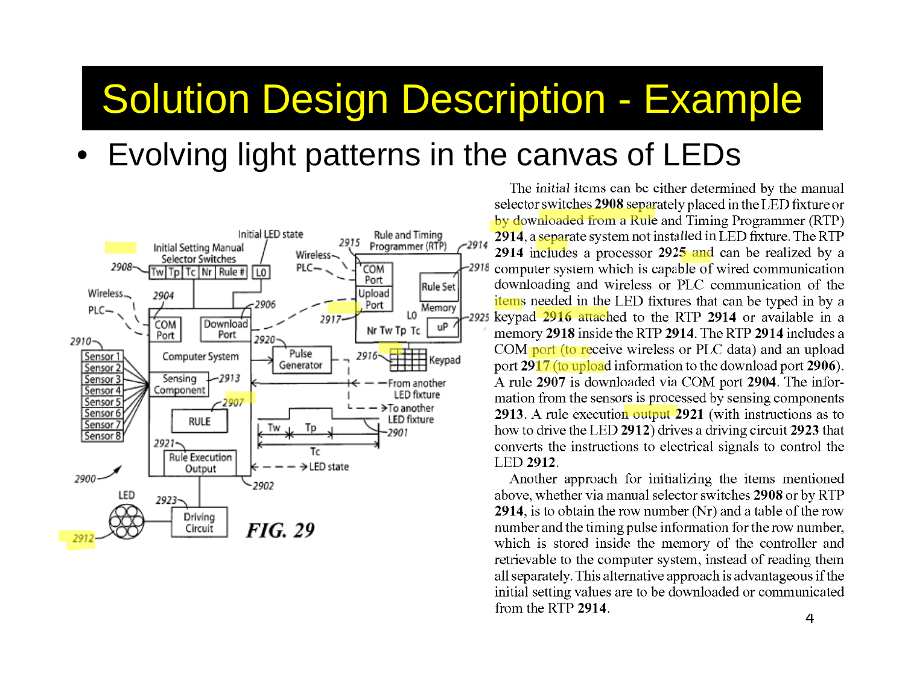# Solution Design Description - Example

- Evolving light patterns in the canvas of LEDs

The *initial* items can be either determined by the manual selector switches **2908** separately placed in the LED fixture or by downloaded from a Rule and Timing Programmer (RTP) **2914**, a separate system not installed in LED fixture. The RTP **2914** includes a processor **2925** and can be realized by a computer system which is capable of wired communication downloading and wireless or PLC communication of the items needed in the LED fixtures that can be typed in by a keypad **2916** attached to the RTP **2914** or available in a memory **2918** inside the RTP **2914**. The RTP **2914** includes a COM port (to receive wireless or PLC data) and an upload port **2917** (to upload information to the download port **2906**). A rule **2907** is downloaded via COM port **2904**. The information from the sensors is processed by sensing components **2913**. A rule execution output **2921** (with instructions as to how to drive the LED **2912**) drives a driving circuit **2923** that converts the instructions to electrical signals to control the LED **2912**.

Another approach for initializing the items mentioned above, whether via manual selector switches **2908** or by RTP **2914**, is to obtain the row number (Nr) and a table of the row number and the timing pulse information for the row number, which is stored inside the memory of the controller and retrievable to the computer system, instead of reading them all separately. This alternative approach is advantageous if the initial setting values are to be downloaded or communicated from the RTP **2914**.

*FIG. 29*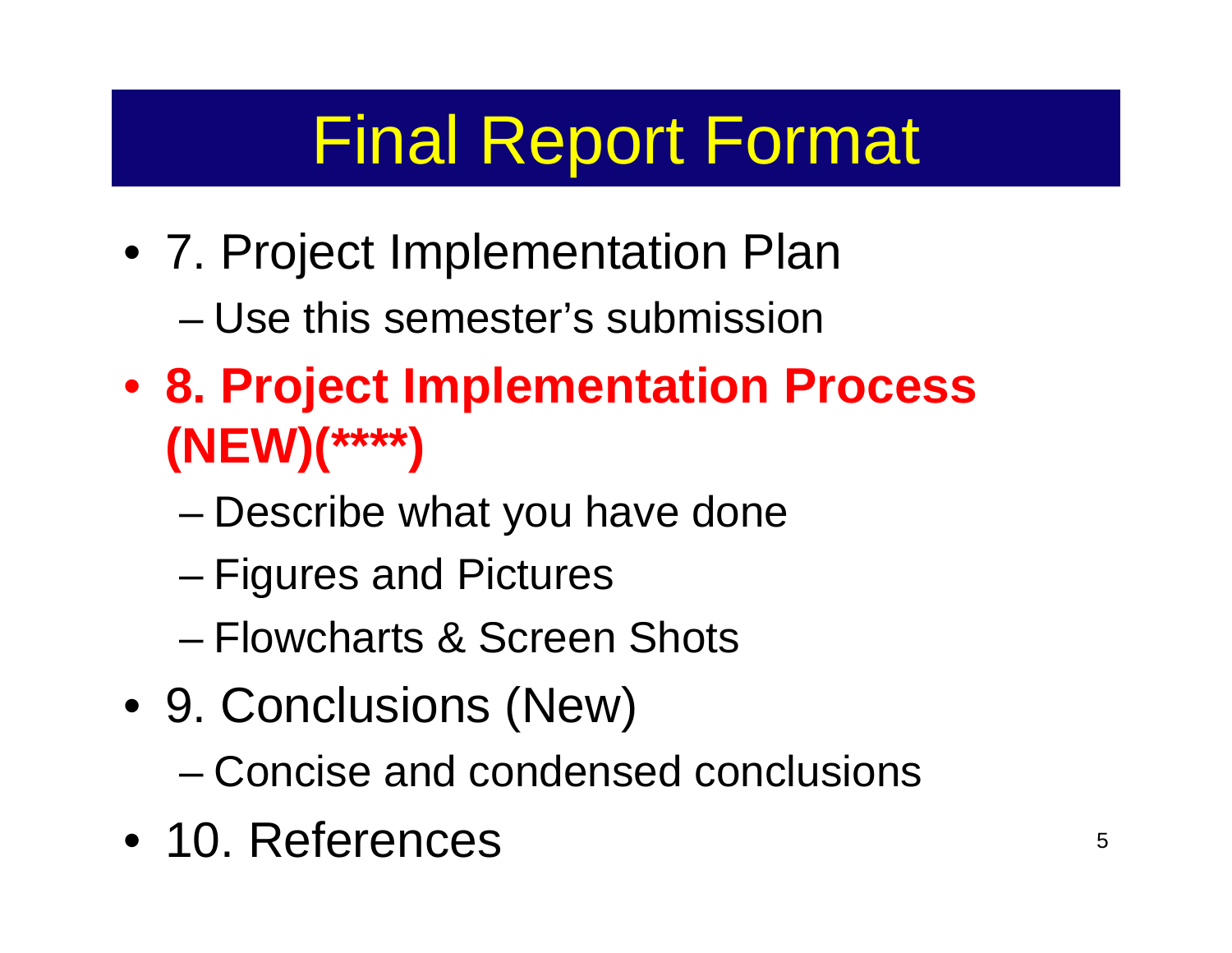# Final Report Format

- 7. Project Implementation Plan
  - Use this semester's submission
- **8. Project Implementation Process (NEW)(****)**
  - Describe what you have done
  - Figures and Pictures
  - Flowcharts & Screen Shots
- 9. Conclusions (New)
  - Concise and condensed conclusions
- 10. References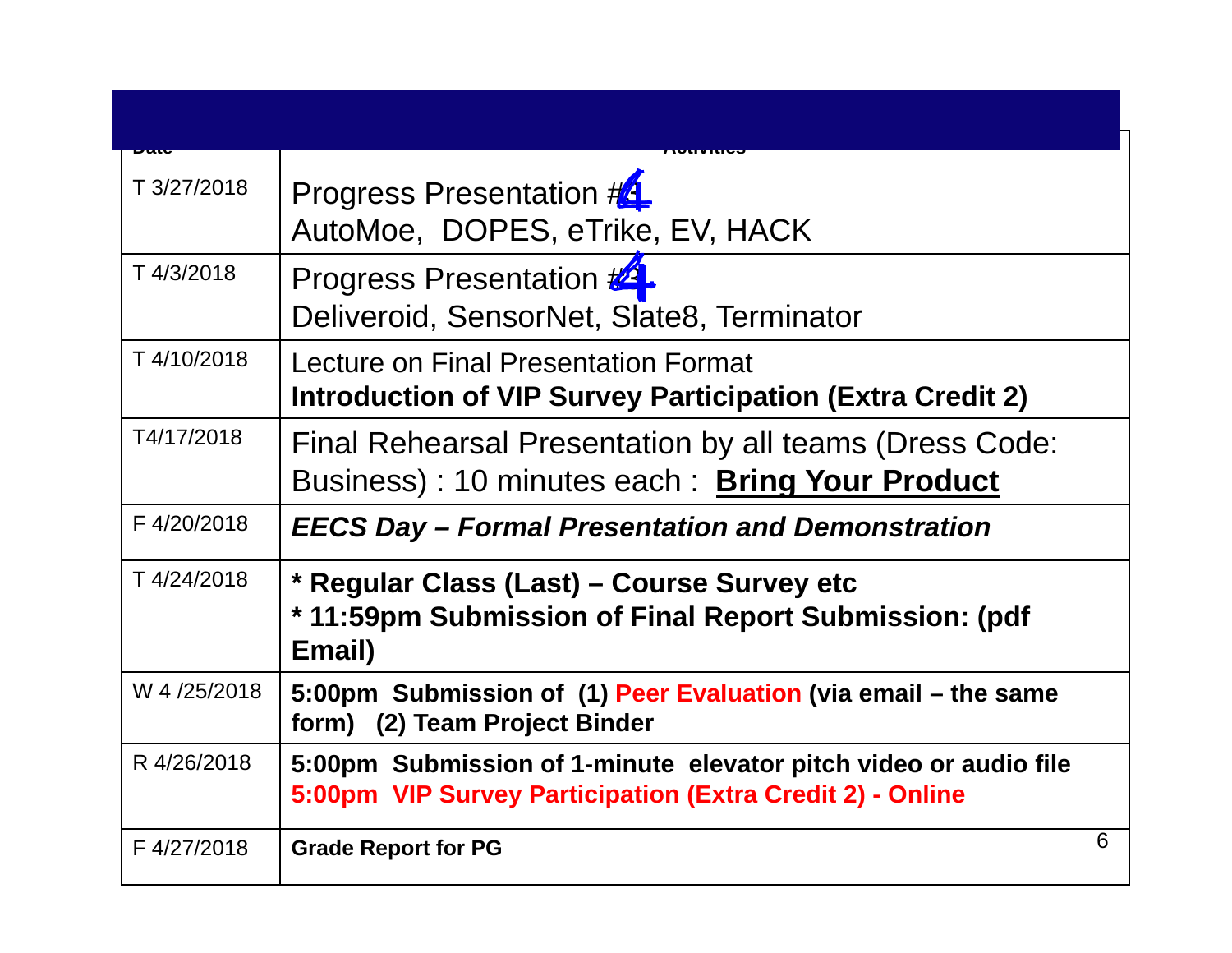| Date | Activities |
|---|---|
| T 3/27/2018 | Progress Presentation #4<br>AutoMoe, DOPES, eTrike, EV, HACK |
| T 4/3/2018 | Progress Presentation #4<br>Deliveroid, SensorNet, Slate8, Terminator |
| T 4/10/2018 | Lecture on Final Presentation Format<br>**Introduction of VIP Survey Participation (Extra Credit 2)** |
| T4/17/2018 | Final Rehearsal Presentation by all teams (Dress Code: Business) : 10 minutes each : **Bring Your Product** |
| F 4/20/2018 | ***EECS Day – Formal Presentation and Demonstration*** |
| T 4/24/2018 | **\* Regular Class (Last) – Course Survey etc**<br>**\* 11:59pm Submission of Final Report Submission: (pdf Email)** |
| W 4 /25/2018 | **5:00pm Submission of (1) Peer Evaluation (via email – the same form) (2) Team Project Binder** |
| R 4/26/2018 | **5:00pm Submission of 1-minute elevator pitch video or audio file**<br>**5:00pm VIP Survey Participation (Extra Credit 2) - Online** |
| F 4/27/2018 | **Grade Report for PG** |